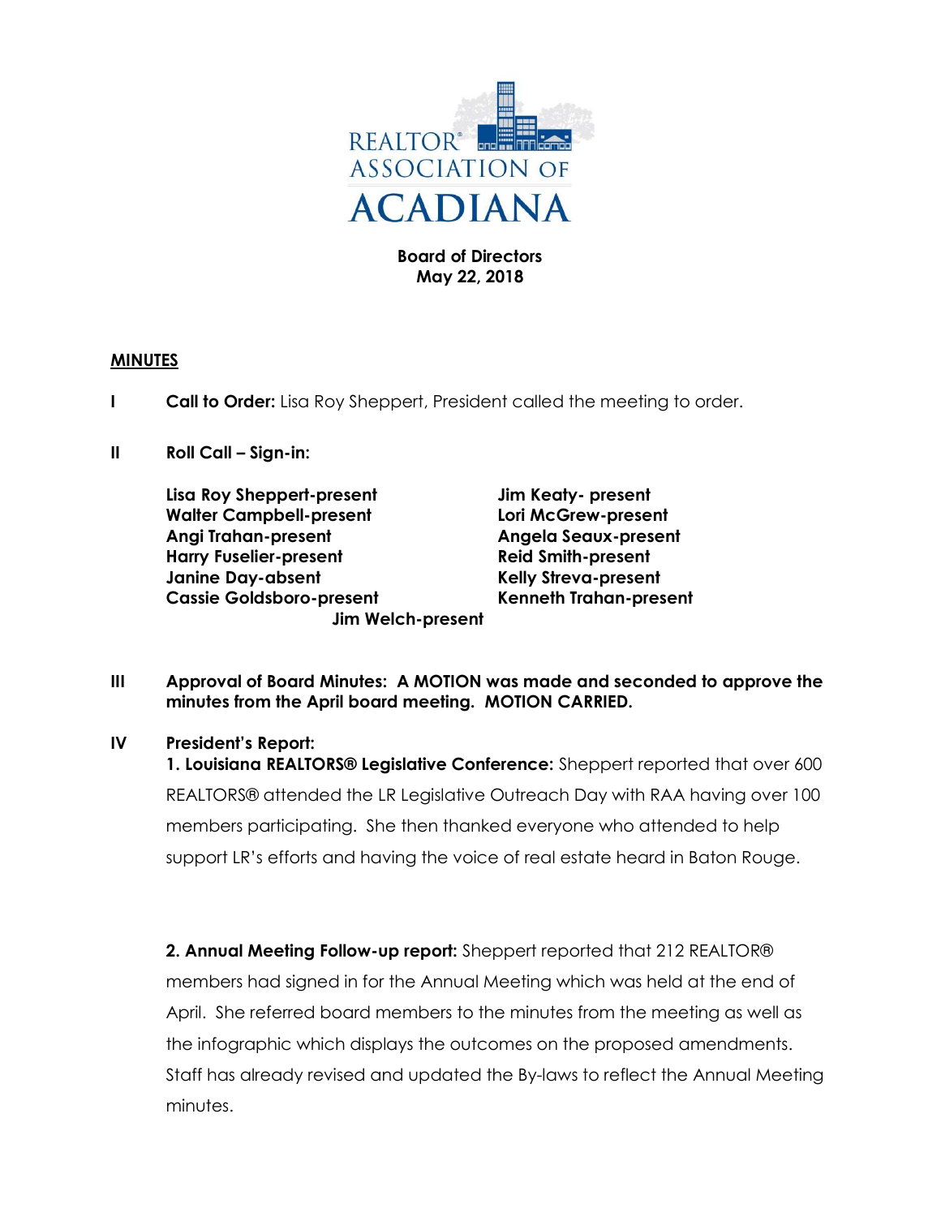REALTOR® ASSOCIATION OF ACADIANA

**Board of Directors**
**May 22, 2018**

**MINUTES**

**I** **Call to Order:** Lisa Roy Sheppert, President called the meeting to order.

**II** **Roll Call – Sign-in:**

**Lisa Roy Sheppert-present**
**Walter Campbell-present**
**Angi Trahan-present**
**Harry Fuselier-present**
**Janine Day-absent**
**Cassie Goldsboro-present**
**Jim Keaty- present**
**Lori McGrew-present**
**Angela Seaux-present**
**Reid Smith-present**
**Kelly Streva-present**
**Kenneth Trahan-present**
**Jim Welch-present**

**III** **Approval of Board Minutes: A MOTION was made and seconded to approve the minutes from the April board meeting. MOTION CARRIED.**

**IV** **President's Report:**

**1. Louisiana REALTORS® Legislative Conference:** Sheppert reported that over 600 REALTORS® attended the LR Legislative Outreach Day with RAA having over 100 members participating. She then thanked everyone who attended to help support LR's efforts and having the voice of real estate heard in Baton Rouge.

**2. Annual Meeting Follow-up report:** Sheppert reported that 212 REALTOR® members had signed in for the Annual Meeting which was held at the end of April. She referred board members to the minutes from the meeting as well as the infographic which displays the outcomes on the proposed amendments. Staff has already revised and updated the By-laws to reflect the Annual Meeting minutes.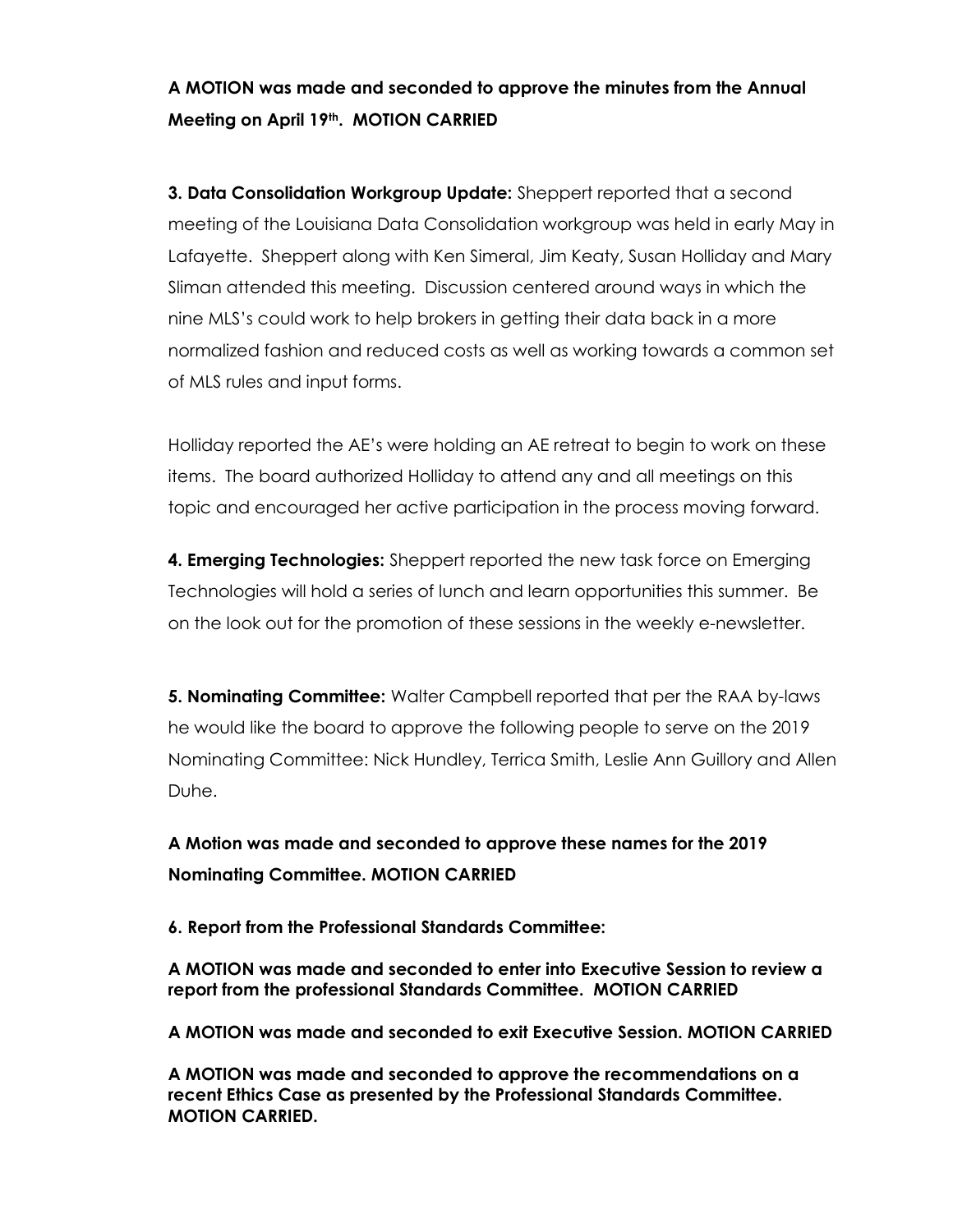**A MOTION was made and seconded to approve the minutes from the Annual Meeting on April 19th. MOTION CARRIED**

**3. Data Consolidation Workgroup Update:** Sheppert reported that a second meeting of the Louisiana Data Consolidation workgroup was held in early May in Lafayette. Sheppert along with Ken Simeral, Jim Keaty, Susan Holliday and Mary Sliman attended this meeting. Discussion centered around ways in which the nine MLS's could work to help brokers in getting their data back in a more normalized fashion and reduced costs as well as working towards a common set of MLS rules and input forms.

Holliday reported the AE's were holding an AE retreat to begin to work on these items. The board authorized Holliday to attend any and all meetings on this topic and encouraged her active participation in the process moving forward.

**4. Emerging Technologies:** Sheppert reported the new task force on Emerging Technologies will hold a series of lunch and learn opportunities this summer. Be on the look out for the promotion of these sessions in the weekly e-newsletter.

**5. Nominating Committee:** Walter Campbell reported that per the RAA by-laws he would like the board to approve the following people to serve on the 2019 Nominating Committee: Nick Hundley, Terrica Smith, Leslie Ann Guillory and Allen Duhe.

**A Motion was made and seconded to approve these names for the 2019 Nominating Committee. MOTION CARRIED**

**6. Report from the Professional Standards Committee:**

**A MOTION was made and seconded to enter into Executive Session to review a report from the professional Standards Committee. MOTION CARRIED**

**A MOTION was made and seconded to exit Executive Session. MOTION CARRIED**

**A MOTION was made and seconded to approve the recommendations on a recent Ethics Case as presented by the Professional Standards Committee. MOTION CARRIED.**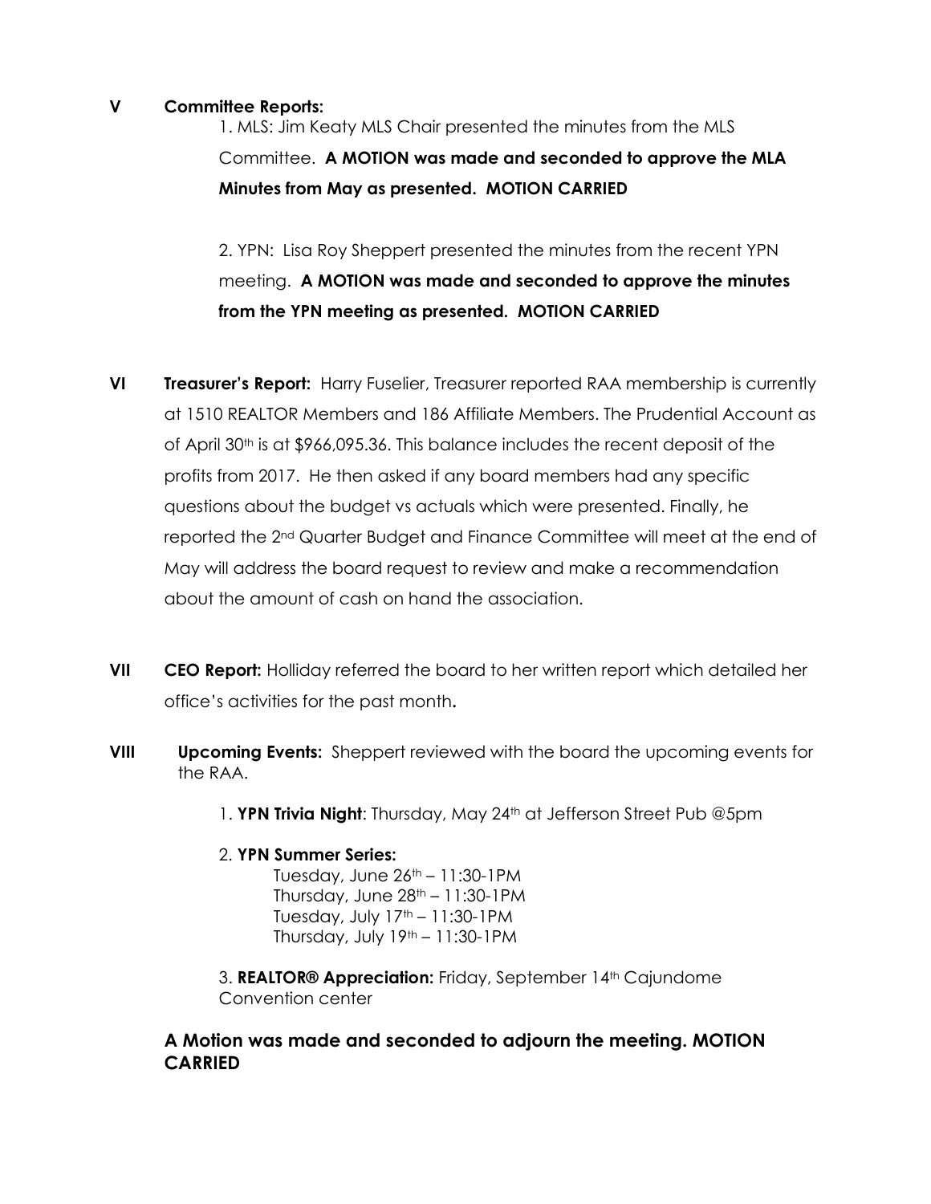**V Committee Reports:**

1. MLS: Jim Keaty MLS Chair presented the minutes from the MLS Committee. **A MOTION was made and seconded to approve the MLA Minutes from May as presented. MOTION CARRIED**

2. YPN: Lisa Roy Sheppert presented the minutes from the recent YPN meeting. **A MOTION was made and seconded to approve the minutes from the YPN meeting as presented. MOTION CARRIED**

**VI Treasurer's Report:** Harry Fuselier, Treasurer reported RAA membership is currently at 1510 REALTOR Members and 186 Affiliate Members. The Prudential Account as of April 30th is at $966,095.36. This balance includes the recent deposit of the profits from 2017. He then asked if any board members had any specific questions about the budget vs actuals which were presented. Finally, he reported the 2nd Quarter Budget and Finance Committee will meet at the end of May will address the board request to review and make a recommendation about the amount of cash on hand the association.

**VII CEO Report:** Holliday referred the board to her written report which detailed her office's activities for the past month**.**

**VIII Upcoming Events:** Sheppert reviewed with the board the upcoming events for the RAA.

1. **YPN Trivia Night**: Thursday, May 24th at Jefferson Street Pub @5pm

2. **YPN Summer Series:**
   Tuesday, June 26th – 11:30-1PM
   Thursday, June 28th – 11:30-1PM
   Tuesday, July 17th – 11:30-1PM
   Thursday, July 19th – 11:30-1PM

3. **REALTOR® Appreciation:** Friday, September 14th Cajundome Convention center

**A Motion was made and seconded to adjourn the meeting. MOTION CARRIED**